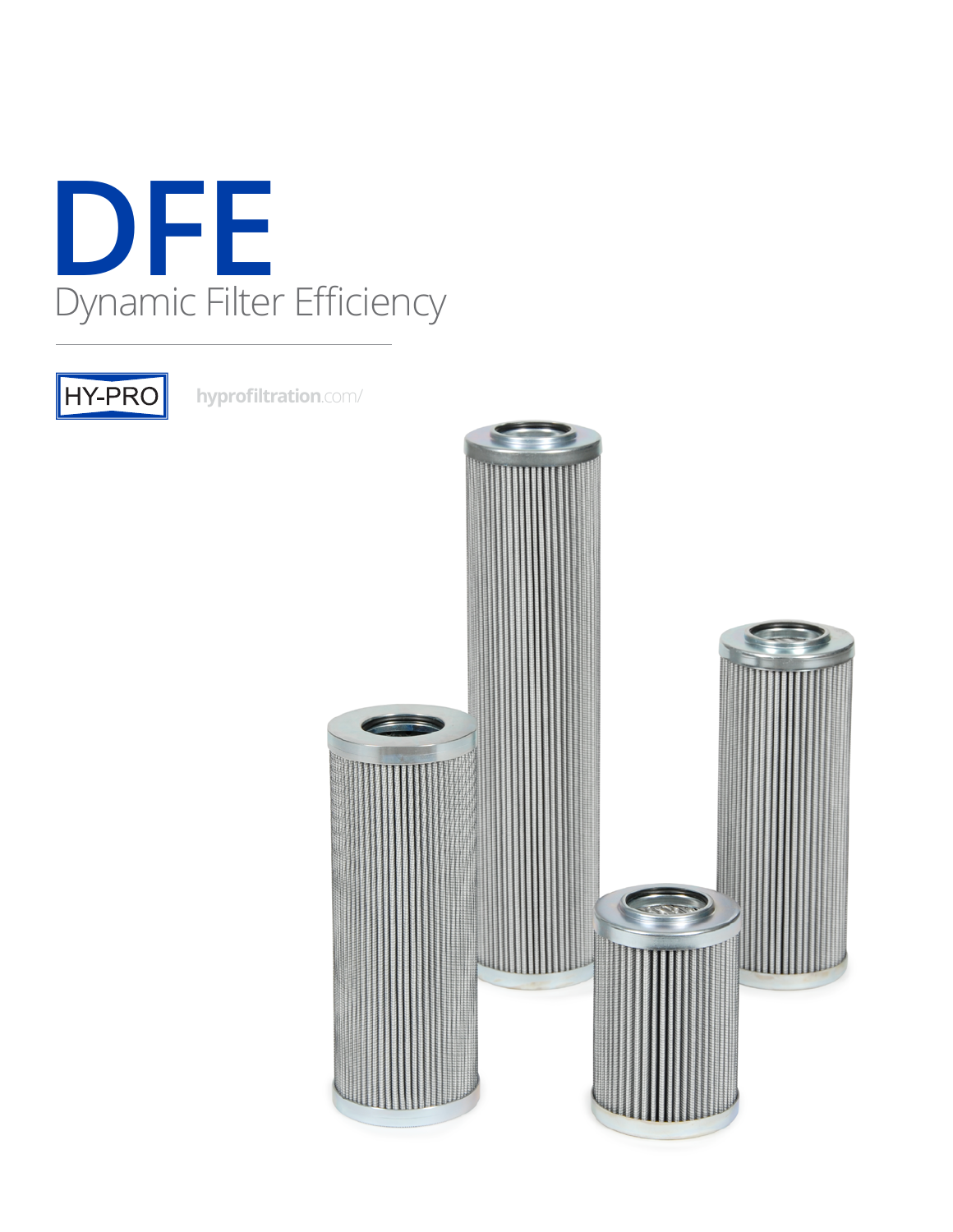# DFE

## Dynamic Filter Efficiency

HY-PRO

hyprofiltration.com/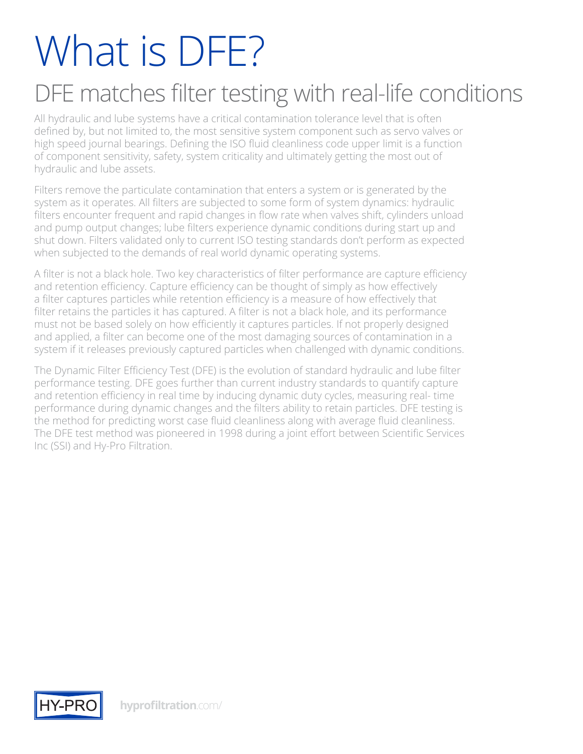# What is DFE?

## DFE matches filter testing with real-life conditions

All hydraulic and lube systems have a critical contamination tolerance level that is often defined by, but not limited to, the most sensitive system component such as servo valves or high speed journal bearings. Defining the ISO fluid cleanliness code upper limit is a function of component sensitivity, safety, system criticality and ultimately getting the most out of hydraulic and lube assets.

Filters remove the particulate contamination that enters a system or is generated by the system as it operates. All filters are subjected to some form of system dynamics: hydraulic filters encounter frequent and rapid changes in flow rate when valves shift, cylinders unload and pump output changes; lube filters experience dynamic conditions during start up and shut down. Filters validated only to current ISO testing standards don't perform as expected when subjected to the demands of real world dynamic operating systems.

A filter is not a black hole. Two key characteristics of filter performance are capture efficiency and retention efficiency. Capture efficiency can be thought of simply as how effectively a filter captures particles while retention efficiency is a measure of how effectively that filter retains the particles it has captured. A filter is not a black hole, and its performance must not be based solely on how efficiently it captures particles. If not properly designed and applied, a filter can become one of the most damaging sources of contamination in a system if it releases previously captured particles when challenged with dynamic conditions.

The Dynamic Filter Efficiency Test (DFE) is the evolution of standard hydraulic and lube filter performance testing. DFE goes further than current industry standards to quantify capture and retention efficiency in real time by inducing dynamic duty cycles, measuring real- time performance during dynamic changes and the filters ability to retain particles. DFE testing is the method for predicting worst case fluid cleanliness along with average fluid cleanliness. The DFE test method was pioneered in 1998 during a joint effort between Scientific Services Inc (SSI) and Hy-Pro Filtration.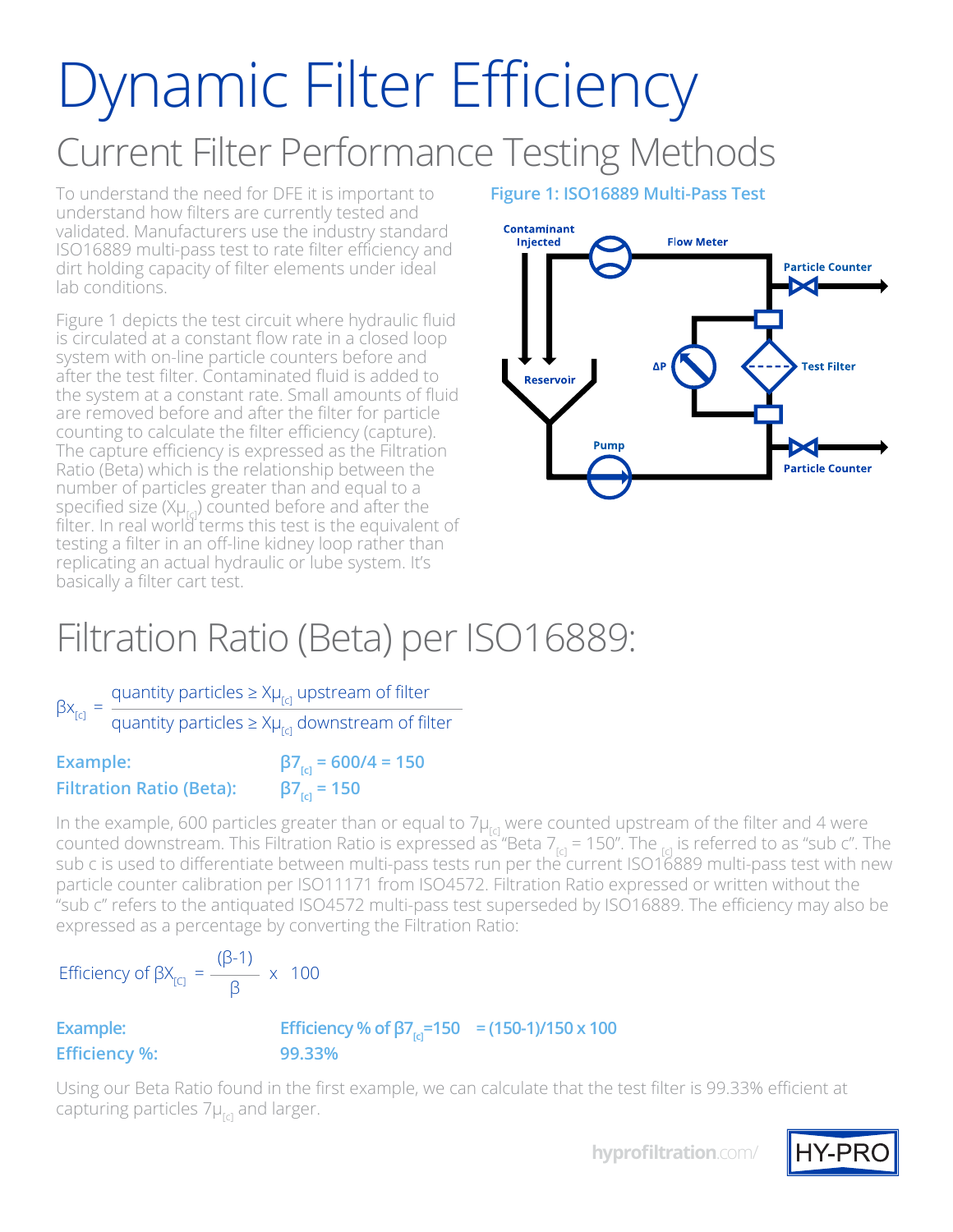# Dynamic Filter Efficiency

## Current Filter Performance Testing Methods

To understand the need for DFE it is important to understand how filters are currently tested and validated. Manufacturers use the industry standard ISO16889 multi-pass test to rate filter efficiency and dirt holding capacity of filter elements under ideal lab conditions.

Figure 1 depicts the test circuit where hydraulic fluid is circulated at a constant flow rate in a closed loop system with on-line particle counters before and after the test filter. Contaminated fluid is added to the system at a constant rate. Small amounts of fluid are removed before and after the filter for particle counting to calculate the filter efficiency (capture). The capture efficiency is expressed as the Filtration Ratio (Beta) which is the relationship between the number of particles greater than and equal to a specified size ($X\mu_{[c]}$) counted before and after the filter. In real world terms this test is the equivalent of testing a filter in an off-line kidney loop rather than replicating an actual hydraulic or lube system. It's basically a filter cart test.

**Figure 1: ISO16889 Multi-Pass Test**

Contaminant Injected, Flow Meter, Particle Counter, Reservoir, ΔP, Test Filter, Pump, Particle Counter

## Filtration Ratio (Beta) per ISO16889:

$$\beta x_{[c]} = \frac{\text{quantity particles} \geq X\mu_{[c]} \text{ upstream of filter}}{\text{quantity particles} \geq X\mu_{[c]} \text{ downstream of filter}}$$

**Example:** $\beta 7_{[c]} = 600/4 = 150$

**Filtration Ratio (Beta):** $\beta 7_{[c]} = 150$

In the example, 600 particles greater than or equal to $7\mu_{[c]}$ were counted upstream of the filter and 4 were counted downstream. This Filtration Ratio is expressed as "Beta $7_{[c]}$ = 150". The $_{[c]}$ is referred to as "sub c". The sub c is used to differentiate between multi-pass tests run per the current ISO16889 multi-pass test with new particle counter calibration per ISO11171 from ISO4572. Filtration Ratio expressed or written without the "sub c" refers to the antiquated ISO4572 multi-pass test superseded by ISO16889. The efficiency may also be expressed as a percentage by converting the Filtration Ratio:

$$\text{Efficiency of } \beta X_{[C]} = \frac{(\beta - 1)}{\beta} \times 100$$

**Example:** Efficiency % of $\beta 7_{[c]}$=150 = (150-1)/150 x 100

**Efficiency %:** 99.33%

Using our Beta Ratio found in the first example, we can calculate that the test filter is 99.33% efficient at capturing particles $7\mu_{[c]}$ and larger.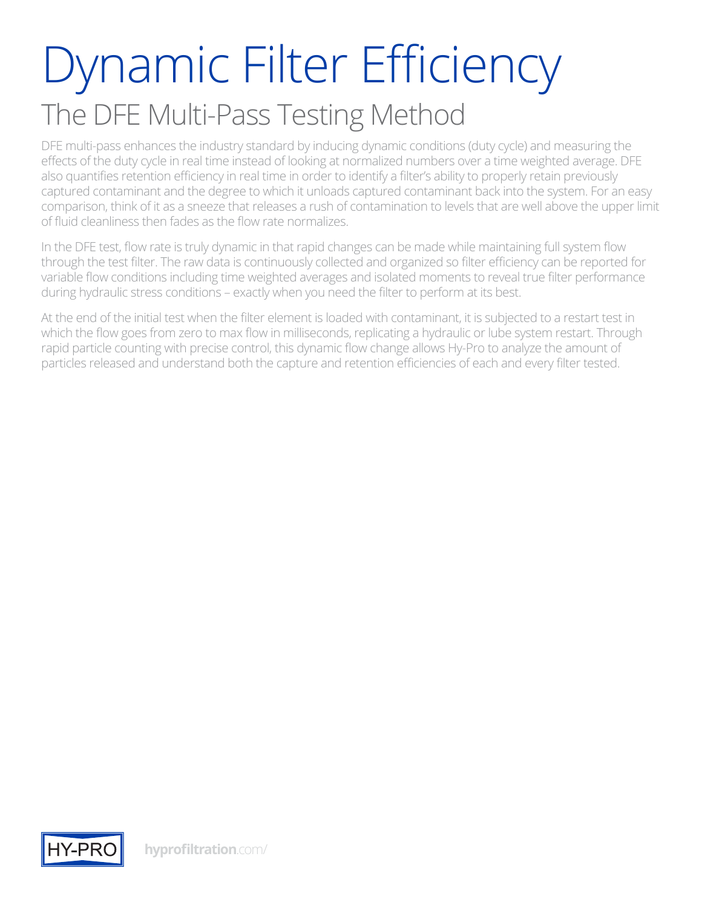# Dynamic Filter Efficiency

## The DFE Multi-Pass Testing Method

DFE multi-pass enhances the industry standard by inducing dynamic conditions (duty cycle) and measuring the effects of the duty cycle in real time instead of looking at normalized numbers over a time weighted average. DFE also quantifies retention efficiency in real time in order to identify a filter's ability to properly retain previously captured contaminant and the degree to which it unloads captured contaminant back into the system. For an easy comparison, think of it as a sneeze that releases a rush of contamination to levels that are well above the upper limit of fluid cleanliness then fades as the flow rate normalizes.

In the DFE test, flow rate is truly dynamic in that rapid changes can be made while maintaining full system flow through the test filter. The raw data is continuously collected and organized so filter efficiency can be reported for variable flow conditions including time weighted averages and isolated moments to reveal true filter performance during hydraulic stress conditions – exactly when you need the filter to perform at its best.

At the end of the initial test when the filter element is loaded with contaminant, it is subjected to a restart test in which the flow goes from zero to max flow in milliseconds, replicating a hydraulic or lube system restart. Through rapid particle counting with precise control, this dynamic flow change allows Hy-Pro to analyze the amount of particles released and understand both the capture and retention efficiencies of each and every filter tested.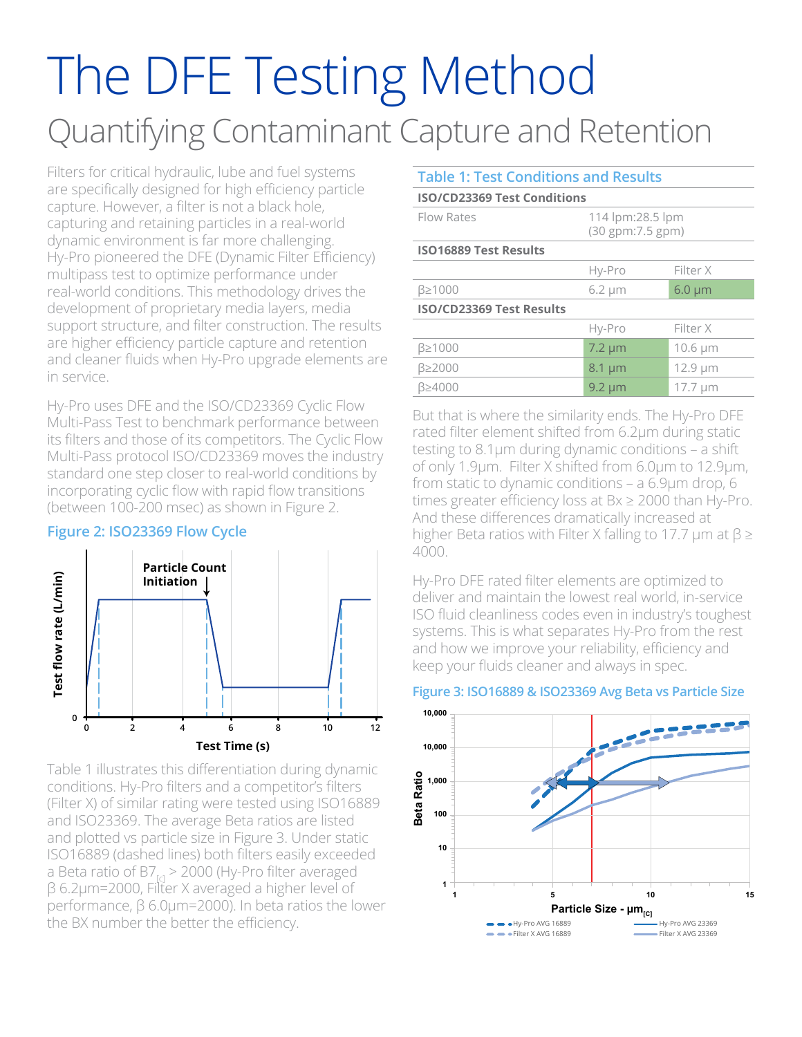# The DFE Testing Method

## Quantifying Contaminant Capture and Retention

Filters for critical hydraulic, lube and fuel systems are specifically designed for high efficiency particle capture. However, a filter is not a black hole, capturing and retaining particles in a real-world dynamic environment is far more challenging. Hy-Pro pioneered the DFE (Dynamic Filter Efficiency) multipass test to optimize performance under real-world conditions. This methodology drives the development of proprietary media layers, media support structure, and filter construction. The results are higher efficiency particle capture and retention and cleaner fluids when Hy-Pro upgrade elements are in service.

Hy-Pro uses DFE and the ISO/CD23369 Cyclic Flow Multi-Pass Test to benchmark performance between its filters and those of its competitors. The Cyclic Flow Multi-Pass protocol ISO/CD23369 moves the industry standard one step closer to real-world conditions by incorporating cyclic flow with rapid flow transitions (between 100-200 msec) as shown in Figure 2.

**Figure 2: ISO23369 Flow Cycle**

Table 1 illustrates this differentiation during dynamic conditions. Hy-Pro filters and a competitor's filters (Filter X) of similar rating were tested using ISO16889 and ISO23369. The average Beta ratios are listed and plotted vs particle size in Figure 3. Under static ISO16889 (dashed lines) both filters easily exceeded a Beta ratio of $B7_{[c]} > 2000$ (Hy-Pro filter averaged β 6.2µm=2000, Filter X averaged a higher level of performance, β 6.0µm=2000). In beta ratios the lower the BX number the better the efficiency.

**Table 1: Test Conditions and Results**

| ISO/CD23369 Test Conditions | | |
|---|---|---|
| Flow Rates | 114 lpm:28.5 lpm (30 gpm:7.5 gpm) | |
| **ISO16889 Test Results** | | |
| | Hy-Pro | Filter X |
| β≥1000 | 6.2 µm | 6.0 µm |
| **ISO/CD23369 Test Results** | | |
| | Hy-Pro | Filter X |
| β≥1000 | 7.2 µm | 10.6 µm |
| β≥2000 | 8.1 µm | 12.9 µm |
| β≥4000 | 9.2 µm | 17.7 µm |

But that is where the similarity ends. The Hy-Pro DFE rated filter element shifted from 6.2µm during static testing to 8.1µm during dynamic conditions – a shift of only 1.9µm. Filter X shifted from 6.0µm to 12.9µm, from static to dynamic conditions – a 6.9µm drop, 6 times greater efficiency loss at Bx ≥ 2000 than Hy-Pro. And these differences dramatically increased at higher Beta ratios with Filter X falling to 17.7 µm at β ≥ 4000.

Hy-Pro DFE rated filter elements are optimized to deliver and maintain the lowest real world, in-service ISO fluid cleanliness codes even in industry's toughest systems. This is what separates Hy-Pro from the rest and how we improve your reliability, efficiency and keep your fluids cleaner and always in spec.

**Figure 3: ISO16889 & ISO23369 Avg Beta vs Particle Size**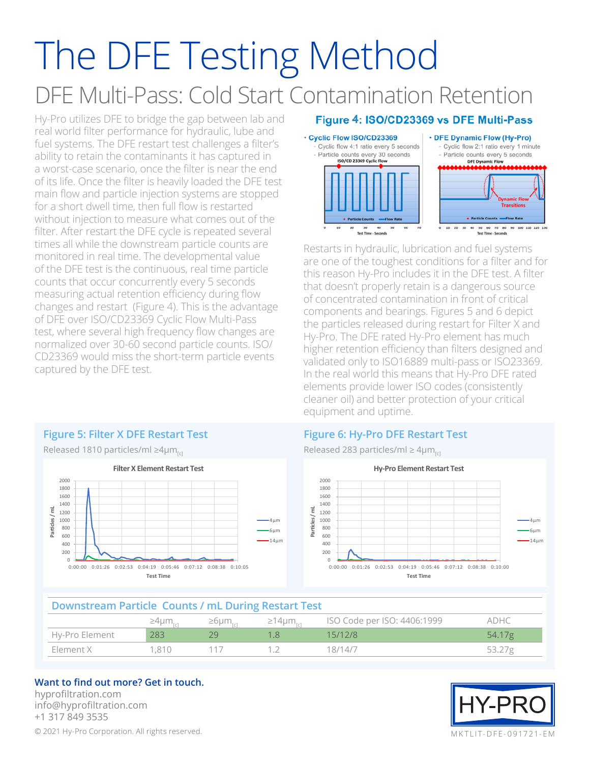# The DFE Testing Method

## DFE Multi-Pass: Cold Start Contamination Retention

Hy-Pro utilizes DFE to bridge the gap between lab and real world filter performance for hydraulic, lube and fuel systems. The DFE restart test challenges a filter's ability to retain the contaminants it has captured in a worst-case scenario, once the filter is near the end of its life. Once the filter is heavily loaded the DFE test main flow and particle injection systems are stopped for a short dwell time, then full flow is restarted without injection to measure what comes out of the filter. After restart the DFE cycle is repeated several times all while the downstream particle counts are monitored in real time. The developmental value of the DFE test is the continuous, real time particle counts that occur concurrently every 5 seconds measuring actual retention efficiency during flow changes and restart (Figure 4). This is the advantage of DFE over ISO/CD23369 Cyclic Flow Multi-Pass test, where several high frequency flow changes are normalized over 30-60 second particle counts. ISO/CD23369 would miss the short-term particle events captured by the DFE test.

### Figure 4: ISO/CD23369 vs DFE Multi-Pass

- Cyclic Flow ISO/CD23369
  - Cyclic flow 4:1 ratio every 5 seconds
  - Particle counts every 30 seconds
- DFE Dynamic Flow (Hy-Pro)
  - Cyclic flow 2:1 ratio every 1 minute
  - Particle counts every 5 seconds

ISO/CD 23369 Cyclic Flow
Particle Counts — Flow Rate
0 10 20 30 40 50 60 70
Test Time - Seconds

DFE Dynamic Flow
Dynamic Flow Transitions
Particle Counts — Flow Rate
0 10 20 30 40 50 60 70 80 90 100 110 120 130
Test Time - Seconds

Restarts in hydraulic, lubrication and fuel systems are one of the toughest conditions for a filter and for this reason Hy-Pro includes it in the DFE test. A filter that doesn't properly retain is a dangerous source of concentrated contamination in front of critical components and bearings. Figures 5 and 6 depict the particles released during restart for Filter X and Hy-Pro. The DFE rated Hy-Pro element has much higher retention efficiency than filters designed and validated only to ISO16889 multi-pass or ISO23369. In the real world this means that Hy-Pro DFE rated elements provide lower ISO codes (consistently cleaner oil) and better protection of your critical equipment and uptime.

### Figure 5: Filter X DFE Restart Test

Released 1810 particles/ml ≥4μm$_{[c]}$

Filter X Element Restart Test
Particles / mL
2000 1800 1600 1400 1200 1000 800 600 400 200 0
0:00:00 0:01:26 0:02:53 0:04:19 0:05:46 0:07:12 0:08:38 0:10:05
Test Time
4μm 6μm 14μm

### Figure 6: Hy-Pro DFE Restart Test

Released 283 particles/ml ≥ 4μm$_{[c]}$

Hy-Pro Element Restart Test
Particles / mL
2000 1800 1600 1400 1200 1000 800 600 400 200 0
0:00:00 0:01:26 0:02:53 0:04:19 0:05:46 0:07:12 0:08:38 0:10:00
Test Time
4μm 6μm 14μm

### Downstream Particle Counts / mL During Restart Test

| | ≥4μm$_{[c]}$ | ≥6μm$_{[c]}$ | ≥14μm$_{[c]}$ | ISO Code per ISO: 4406:1999 | ADHC |
|---|---|---|---|---|---|
| Hy-Pro Element | 283 | 29 | 1.8 | 15/12/8 | 54.17g |
| Element X | 1,810 | 117 | 1.2 | 18/14/7 | 53.27g |

**Want to find out more? Get in touch.**
hyprofiltration.com
info@hyprofiltration.com
+1 317 849 3535

© 2021 Hy-Pro Corporation. All rights reserved.

HY-PRO

MKTLIT-DFE-091721-EM